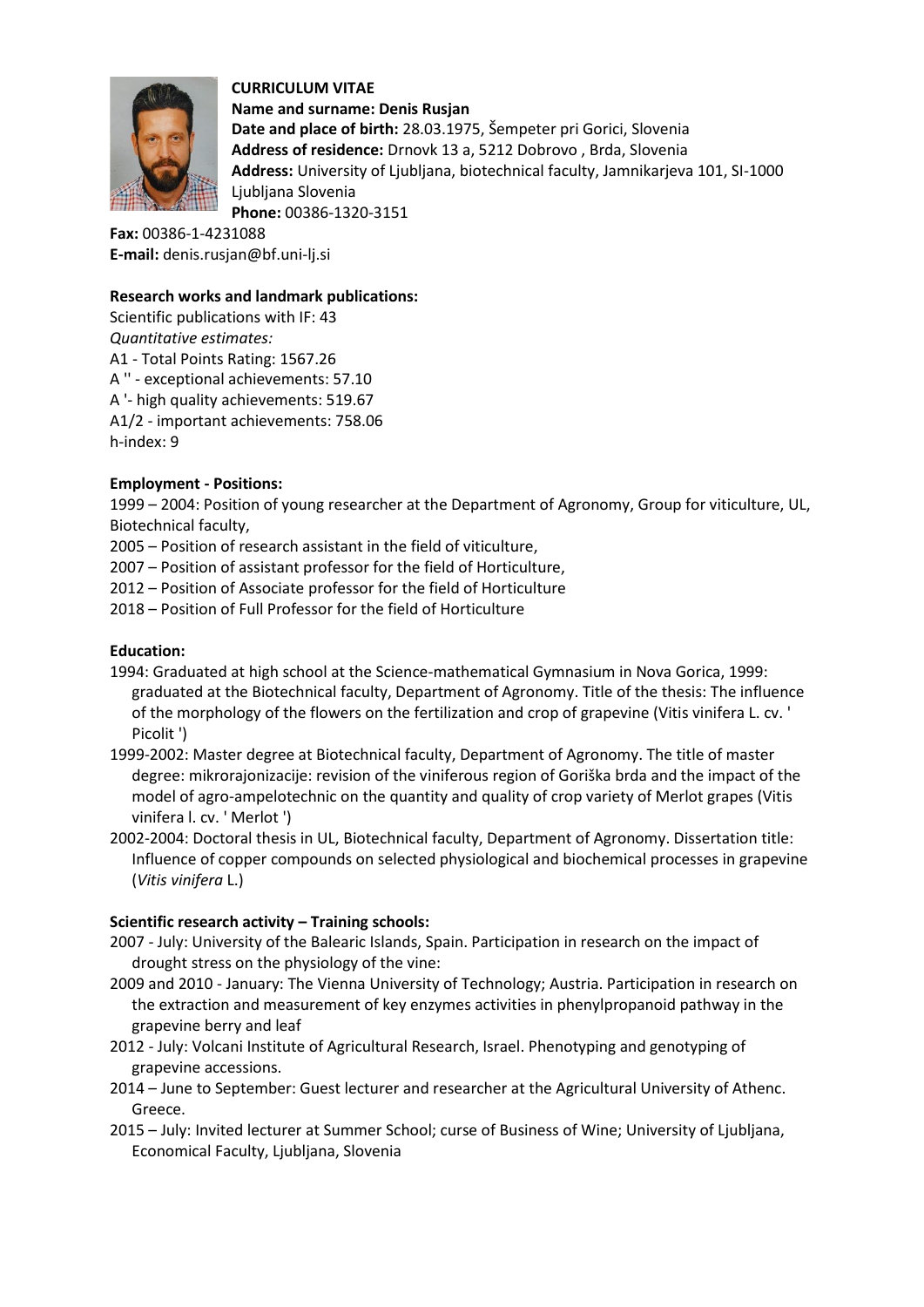**CURRICULUM VITAE**

**Name and surname: Denis Rusjan**

**Date and place of birth:** 28.03.1975, Šempeter pri Gorici, Slovenia

**Address of residence:** Drnovk 13 a, 5212 Dobrovo , Brda, Slovenia

**Address:** University of Ljubljana, biotechnical faculty, Jamnikarjeva 101, SI-1000 Ljubljana Slovenia

**Phone:** 00386-1320-3151

**Fax:** 00386-1-4231088

**E-mail:** denis.rusjan@bf.uni-lj.si

**Research works and landmark publications:**

Scientific publications with IF: 43

*Quantitative estimates:*

A1 - Total Points Rating: 1567.26

A '' - exceptional achievements: 57.10

A '- high quality achievements: 519.67

A1/2 - important achievements: 758.06

h-index: 9

**Employment - Positions:**

1999 – 2004: Position of young researcher at the Department of Agronomy, Group for viticulture, UL, Biotechnical faculty,

2005 – Position of research assistant in the field of viticulture,

2007 – Position of assistant professor for the field of Horticulture,

2012 – Position of Associate professor for the field of Horticulture

2018 – Position of Full Professor for the field of Horticulture

**Education:**

1994: Graduated at high school at the Science-mathematical Gymnasium in Nova Gorica, 1999: graduated at the Biotechnical faculty, Department of Agronomy. Title of the thesis: The influence of the morphology of the flowers on the fertilization and crop of grapevine (Vitis vinifera L. cv. ' Picolit ')

1999-2002: Master degree at Biotechnical faculty, Department of Agronomy. The title of master degree: mikrorajonizacije: revision of the viniferous region of Goriška brda and the impact of the model of agro-ampelotechnic on the quantity and quality of crop variety of Merlot grapes (Vitis vinifera l. cv. ' Merlot ')

2002-2004: Doctoral thesis in UL, Biotechnical faculty, Department of Agronomy. Dissertation title: Influence of copper compounds on selected physiological and biochemical processes in grapevine (*Vitis vinifera* L.)

**Scientific research activity – Training schools:**

2007 - July: University of the Balearic Islands, Spain. Participation in research on the impact of drought stress on the physiology of the vine:

2009 and 2010 - January: The Vienna University of Technology; Austria. Participation in research on the extraction and measurement of key enzymes activities in phenylpropanoid pathway in the grapevine berry and leaf

2012 - July: Volcani Institute of Agricultural Research, Israel. Phenotyping and genotyping of grapevine accessions.

2014 – June to September: Guest lecturer and researcher at the Agricultural University of Athenc. Greece.

2015 – July: Invited lecturer at Summer School; curse of Business of Wine; University of Ljubljana, Economical Faculty, Ljubljana, Slovenia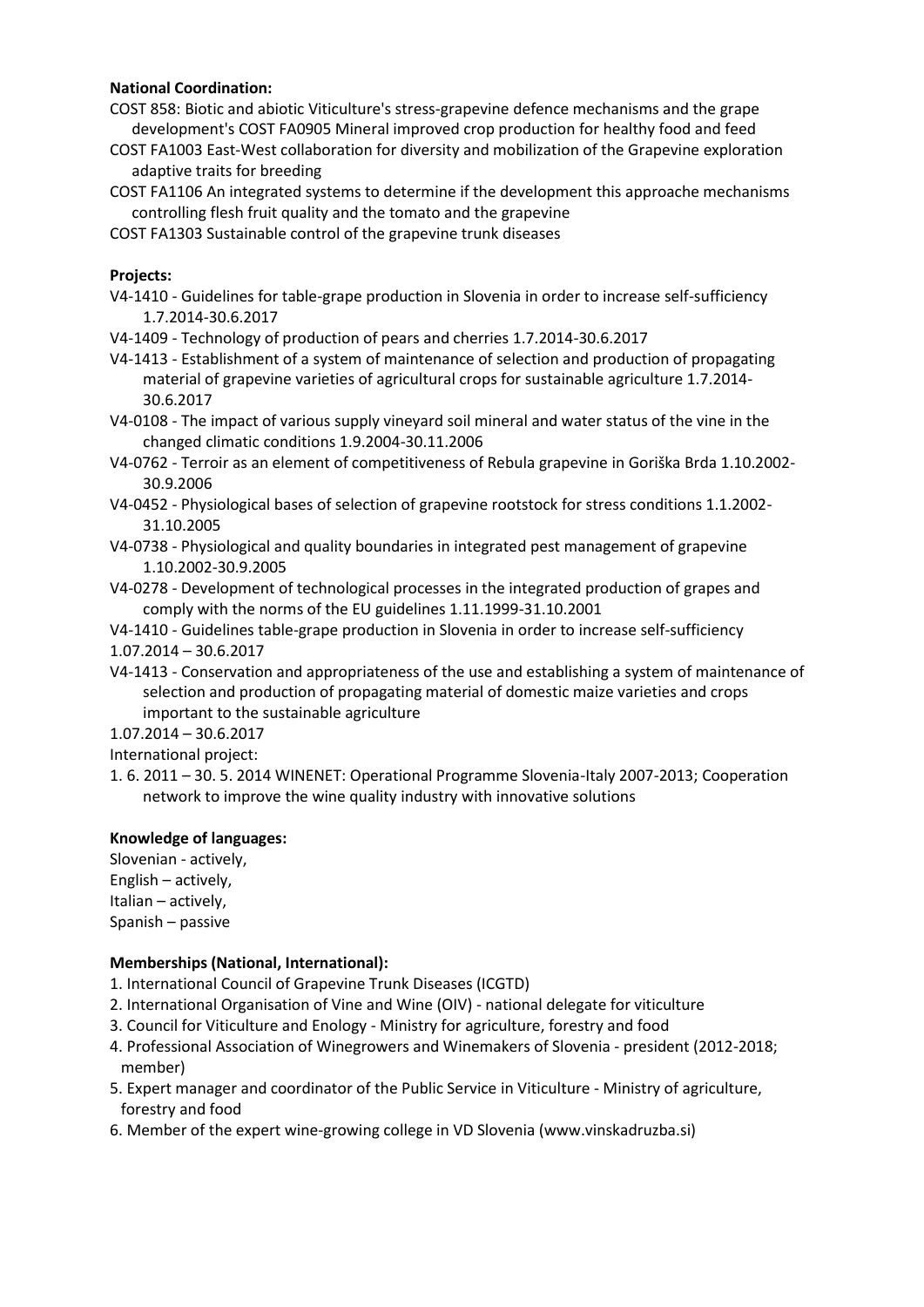**National Coordination:**

COST 858: Biotic and abiotic Viticulture's stress-grapevine defence mechanisms and the grape development's COST FA0905 Mineral improved crop production for healthy food and feed

COST FA1003 East-West collaboration for diversity and mobilization of the Grapevine exploration adaptive traits for breeding

COST FA1106 An integrated systems to determine if the development this approache mechanisms controlling flesh fruit quality and the tomato and the grapevine

COST FA1303 Sustainable control of the grapevine trunk diseases

**Projects:**

V4-1410 - Guidelines for table-grape production in Slovenia in order to increase self-sufficiency 1.7.2014-30.6.2017

V4-1409 - Technology of production of pears and cherries 1.7.2014-30.6.2017

V4-1413 - Establishment of a system of maintenance of selection and production of propagating material of grapevine varieties of agricultural crops for sustainable agriculture 1.7.2014-30.6.2017

V4-0108 - The impact of various supply vineyard soil mineral and water status of the vine in the changed climatic conditions 1.9.2004-30.11.2006

V4-0762 - Terroir as an element of competitiveness of Rebula grapevine in Goriška Brda 1.10.2002-30.9.2006

V4-0452 - Physiological bases of selection of grapevine rootstock for stress conditions 1.1.2002-31.10.2005

V4-0738 - Physiological and quality boundaries in integrated pest management of grapevine 1.10.2002-30.9.2005

V4-0278 - Development of technological processes in the integrated production of grapes and comply with the norms of the EU guidelines 1.11.1999-31.10.2001

V4-1410 - Guidelines table-grape production in Slovenia in order to increase self-sufficiency

1.07.2014 – 30.6.2017

V4-1413 - Conservation and appropriateness of the use and establishing a system of maintenance of selection and production of propagating material of domestic maize varieties and crops important to the sustainable agriculture

1.07.2014 – 30.6.2017

International project:

1. 6. 2011 – 30. 5. 2014 WINENET: Operational Programme Slovenia-Italy 2007-2013; Cooperation network to improve the wine quality industry with innovative solutions

**Knowledge of languages:**

Slovenian - actively,
English – actively,
Italian – actively,
Spanish – passive

**Memberships (National, International):**

1. International Council of Grapevine Trunk Diseases (ICGTD)
2. International Organisation of Vine and Wine (OIV) - national delegate for viticulture
3. Council for Viticulture and Enology - Ministry for agriculture, forestry and food
4. Professional Association of Winegrowers and Winemakers of Slovenia - president (2012-2018; member)
5. Expert manager and coordinator of the Public Service in Viticulture - Ministry of agriculture, forestry and food
6. Member of the expert wine-growing college in VD Slovenia (www.vinskadruzba.si)